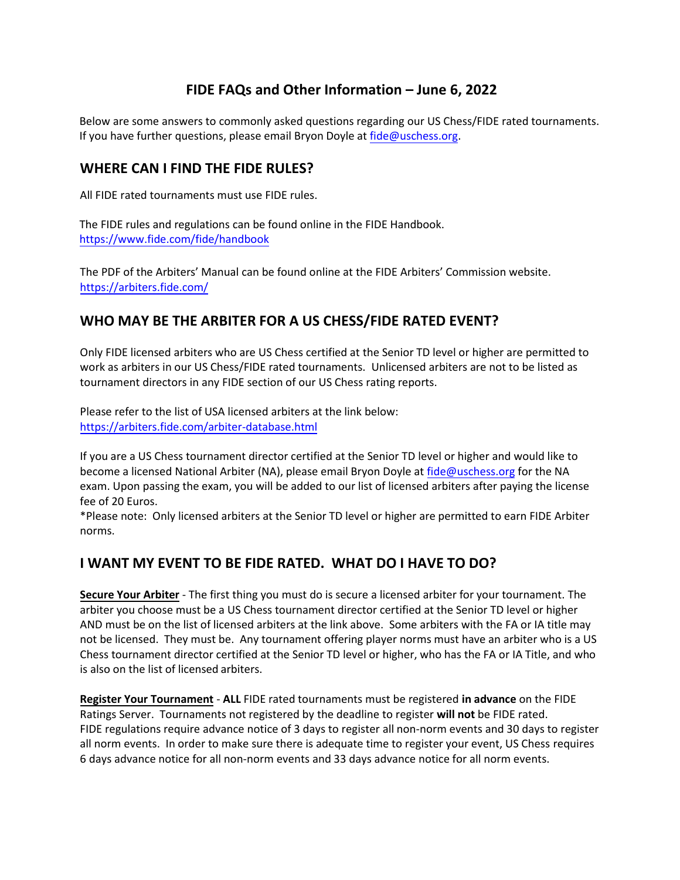# FIDE FAQs and Other Information – June 6, 2022

Below are some answers to commonly asked questions regarding our US Chess/FIDE rated tournaments. If you have further questions, please email Bryon Doyle at fide@uschess.org.

## WHERE CAN I FIND THE FIDE RULES?

All FIDE rated tournaments must use FIDE rules.

The FIDE rules and regulations can be found online in the FIDE Handbook.
https://www.fide.com/fide/handbook

The PDF of the Arbiters' Manual can be found online at the FIDE Arbiters' Commission website.
https://arbiters.fide.com/

## WHO MAY BE THE ARBITER FOR A US CHESS/FIDE RATED EVENT?

Only FIDE licensed arbiters who are US Chess certified at the Senior TD level or higher are permitted to work as arbiters in our US Chess/FIDE rated tournaments. Unlicensed arbiters are not to be listed as tournament directors in any FIDE section of our US Chess rating reports.

Please refer to the list of USA licensed arbiters at the link below:
https://arbiters.fide.com/arbiter-database.html

If you are a US Chess tournament director certified at the Senior TD level or higher and would like to become a licensed National Arbiter (NA), please email Bryon Doyle at fide@uschess.org for the NA exam. Upon passing the exam, you will be added to our list of licensed arbiters after paying the license fee of 20 Euros.
*Please note: Only licensed arbiters at the Senior TD level or higher are permitted to earn FIDE Arbiter norms.

## I WANT MY EVENT TO BE FIDE RATED. WHAT DO I HAVE TO DO?

**Secure Your Arbiter** - The first thing you must do is secure a licensed arbiter for your tournament. The arbiter you choose must be a US Chess tournament director certified at the Senior TD level or higher AND must be on the list of licensed arbiters at the link above. Some arbiters with the FA or IA title may not be licensed. They must be. Any tournament offering player norms must have an arbiter who is a US Chess tournament director certified at the Senior TD level or higher, who has the FA or IA Title, and who is also on the list of licensed arbiters.

**Register Your Tournament** - **ALL** FIDE rated tournaments must be registered **in advance** on the FIDE Ratings Server. Tournaments not registered by the deadline to register **will not** be FIDE rated. FIDE regulations require advance notice of 3 days to register all non-norm events and 30 days to register all norm events. In order to make sure there is adequate time to register your event, US Chess requires 6 days advance notice for all non-norm events and 33 days advance notice for all norm events.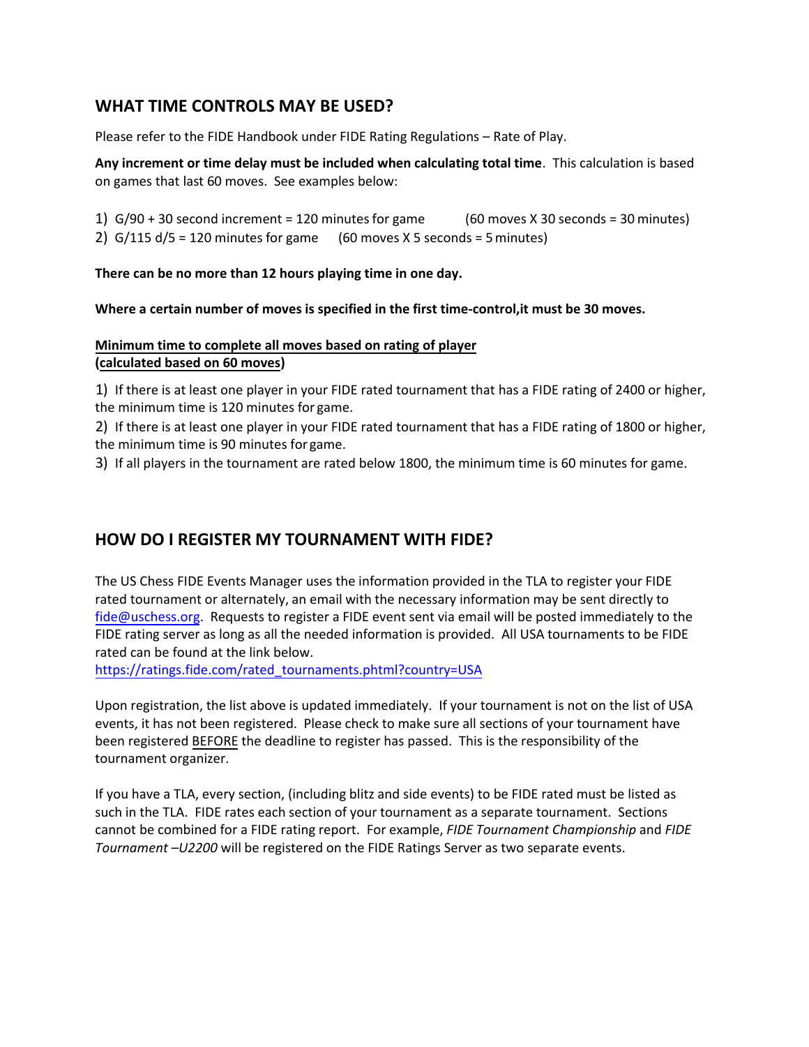## WHAT TIME CONTROLS MAY BE USED?

Please refer to the FIDE Handbook under FIDE Rating Regulations – Rate of Play.

**Any increment or time delay must be included when calculating total time**. This calculation is based on games that last 60 moves. See examples below:

1) G/90 + 30 second increment = 120 minutes for game (60 moves X 30 seconds = 30 minutes)
2) G/115 d/5 = 120 minutes for game (60 moves X 5 seconds = 5 minutes)

**There can be no more than 12 hours playing time in one day.**

**Where a certain number of moves is specified in the first time-control,it must be 30 moves.**

**<u>Minimum time to complete all moves based on rating of player</u>**
**<u>(calculated based on 60 moves)</u>**

1) If there is at least one player in your FIDE rated tournament that has a FIDE rating of 2400 or higher, the minimum time is 120 minutes for game.
2) If there is at least one player in your FIDE rated tournament that has a FIDE rating of 1800 or higher, the minimum time is 90 minutes for game.
3) If all players in the tournament are rated below 1800, the minimum time is 60 minutes for game.

## HOW DO I REGISTER MY TOURNAMENT WITH FIDE?

The US Chess FIDE Events Manager uses the information provided in the TLA to register your FIDE rated tournament or alternately, an email with the necessary information may be sent directly to fide@uschess.org. Requests to register a FIDE event sent via email will be posted immediately to the FIDE rating server as long as all the needed information is provided. All USA tournaments to be FIDE rated can be found at the link below.
https://ratings.fide.com/rated_tournaments.phtml?country=USA

Upon registration, the list above is updated immediately. If your tournament is not on the list of USA events, it has not been registered. Please check to make sure all sections of your tournament have been registered <u>BEFORE</u> the deadline to register has passed. This is the responsibility of the tournament organizer.

If you have a TLA, every section, (including blitz and side events) to be FIDE rated must be listed as such in the TLA. FIDE rates each section of your tournament as a separate tournament. Sections cannot be combined for a FIDE rating report. For example, *FIDE Tournament Championship* and *FIDE Tournament –U2200* will be registered on the FIDE Ratings Server as two separate events.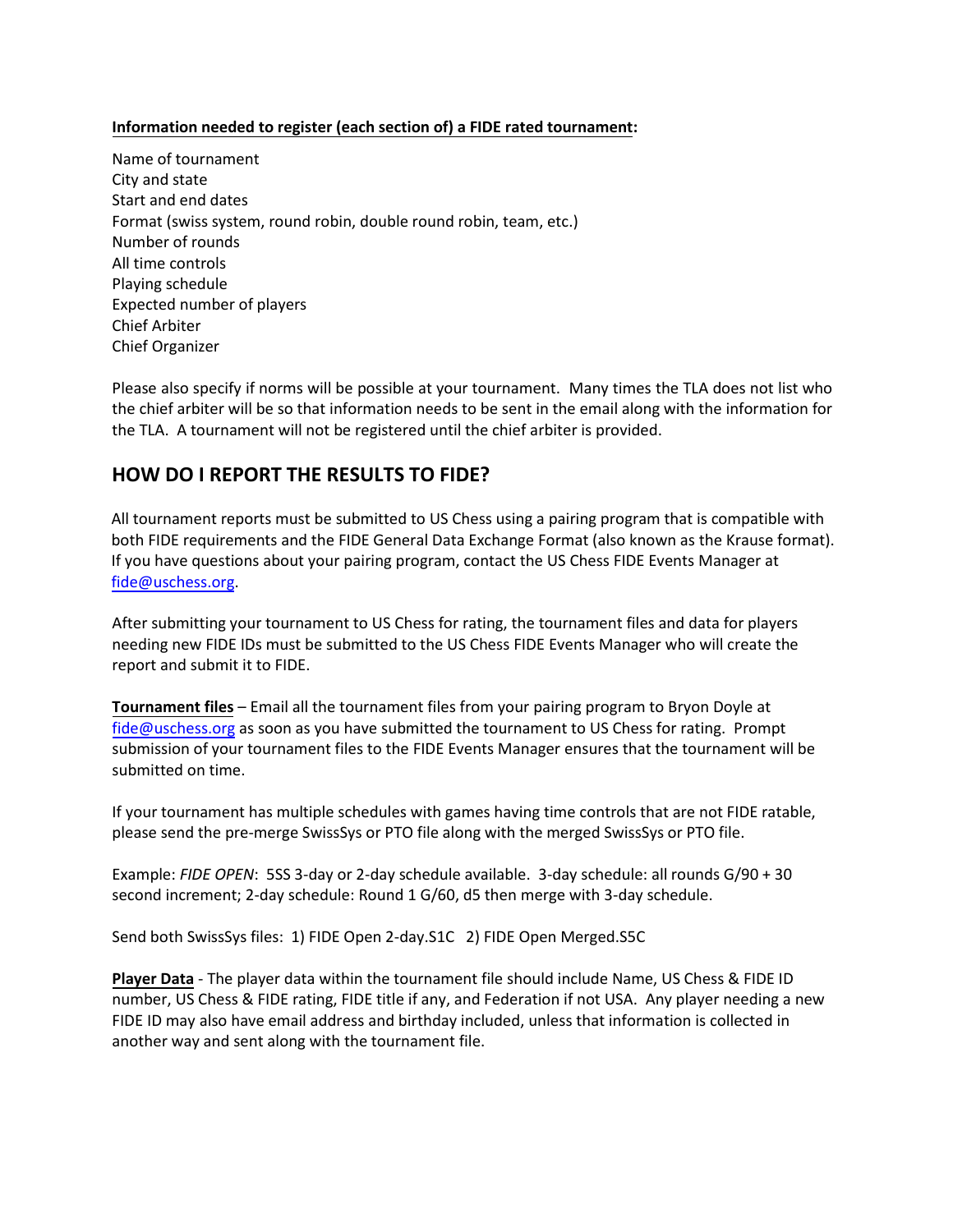**Information needed to register (each section of) a FIDE rated tournament:**

Name of tournament
City and state
Start and end dates
Format (swiss system, round robin, double round robin, team, etc.)
Number of rounds
All time controls
Playing schedule
Expected number of players
Chief Arbiter
Chief Organizer

Please also specify if norms will be possible at your tournament. Many times the TLA does not list who the chief arbiter will be so that information needs to be sent in the email along with the information for the TLA. A tournament will not be registered until the chief arbiter is provided.

## HOW DO I REPORT THE RESULTS TO FIDE?

All tournament reports must be submitted to US Chess using a pairing program that is compatible with both FIDE requirements and the FIDE General Data Exchange Format (also known as the Krause format). If you have questions about your pairing program, contact the US Chess FIDE Events Manager at fide@uschess.org.

After submitting your tournament to US Chess for rating, the tournament files and data for players needing new FIDE IDs must be submitted to the US Chess FIDE Events Manager who will create the report and submit it to FIDE.

**Tournament files** – Email all the tournament files from your pairing program to Bryon Doyle at fide@uschess.org as soon as you have submitted the tournament to US Chess for rating. Prompt submission of your tournament files to the FIDE Events Manager ensures that the tournament will be submitted on time.

If your tournament has multiple schedules with games having time controls that are not FIDE ratable, please send the pre-merge SwissSys or PTO file along with the merged SwissSys or PTO file.

Example: *FIDE OPEN*: 5SS 3-day or 2-day schedule available. 3-day schedule: all rounds G/90 + 30 second increment; 2-day schedule: Round 1 G/60, d5 then merge with 3-day schedule.

Send both SwissSys files: 1) FIDE Open 2-day.S1C 2) FIDE Open Merged.S5C

**Player Data** - The player data within the tournament file should include Name, US Chess & FIDE ID number, US Chess & FIDE rating, FIDE title if any, and Federation if not USA. Any player needing a new FIDE ID may also have email address and birthday included, unless that information is collected in another way and sent along with the tournament file.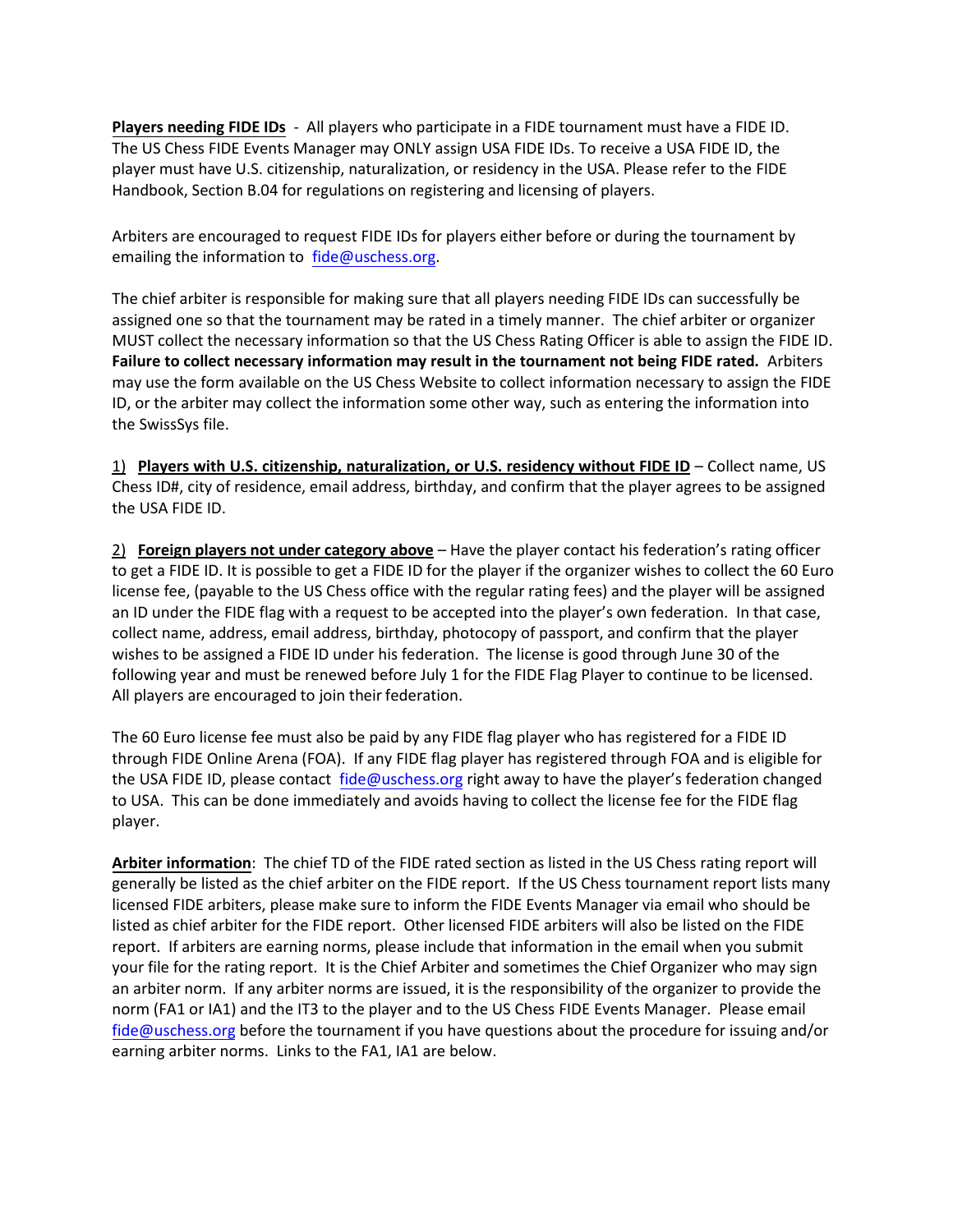**Players needing FIDE IDs** - All players who participate in a FIDE tournament must have a FIDE ID. The US Chess FIDE Events Manager may ONLY assign USA FIDE IDs. To receive a USA FIDE ID, the player must have U.S. citizenship, naturalization, or residency in the USA. Please refer to the FIDE Handbook, Section B.04 for regulations on registering and licensing of players.

Arbiters are encouraged to request FIDE IDs for players either before or during the tournament by emailing the information to fide@uschess.org.

The chief arbiter is responsible for making sure that all players needing FIDE IDs can successfully be assigned one so that the tournament may be rated in a timely manner. The chief arbiter or organizer MUST collect the necessary information so that the US Chess Rating Officer is able to assign the FIDE ID. **Failure to collect necessary information may result in the tournament not being FIDE rated.** Arbiters may use the form available on the US Chess Website to collect information necessary to assign the FIDE ID, or the arbiter may collect the information some other way, such as entering the information into the SwissSys file.

1) **Players with U.S. citizenship, naturalization, or U.S. residency without FIDE ID** – Collect name, US Chess ID#, city of residence, email address, birthday, and confirm that the player agrees to be assigned the USA FIDE ID.

2) **Foreign players not under category above** – Have the player contact his federation's rating officer to get a FIDE ID. It is possible to get a FIDE ID for the player if the organizer wishes to collect the 60 Euro license fee, (payable to the US Chess office with the regular rating fees) and the player will be assigned an ID under the FIDE flag with a request to be accepted into the player's own federation. In that case, collect name, address, email address, birthday, photocopy of passport, and confirm that the player wishes to be assigned a FIDE ID under his federation. The license is good through June 30 of the following year and must be renewed before July 1 for the FIDE Flag Player to continue to be licensed. All players are encouraged to join their federation.

The 60 Euro license fee must also be paid by any FIDE flag player who has registered for a FIDE ID through FIDE Online Arena (FOA). If any FIDE flag player has registered through FOA and is eligible for the USA FIDE ID, please contact fide@uschess.org right away to have the player's federation changed to USA. This can be done immediately and avoids having to collect the license fee for the FIDE flag player.

**Arbiter information**: The chief TD of the FIDE rated section as listed in the US Chess rating report will generally be listed as the chief arbiter on the FIDE report. If the US Chess tournament report lists many licensed FIDE arbiters, please make sure to inform the FIDE Events Manager via email who should be listed as chief arbiter for the FIDE report. Other licensed FIDE arbiters will also be listed on the FIDE report. If arbiters are earning norms, please include that information in the email when you submit your file for the rating report. It is the Chief Arbiter and sometimes the Chief Organizer who may sign an arbiter norm. If any arbiter norms are issued, it is the responsibility of the organizer to provide the norm (FA1 or IA1) and the IT3 to the player and to the US Chess FIDE Events Manager. Please email fide@uschess.org before the tournament if you have questions about the procedure for issuing and/or earning arbiter norms. Links to the FA1, IA1 are below.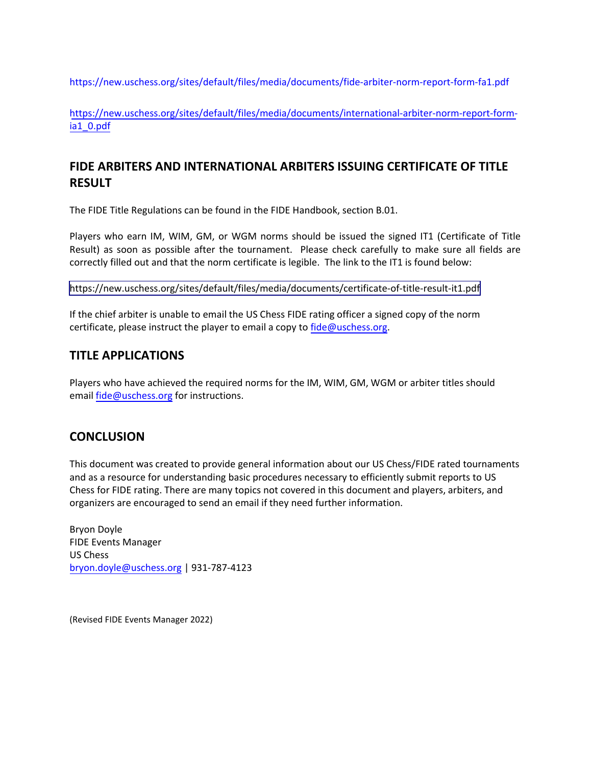https://new.uschess.org/sites/default/files/media/documents/fide-arbiter-norm-report-form-fa1.pdf

https://new.uschess.org/sites/default/files/media/documents/international-arbiter-norm-report-form-ia1_0.pdf

## FIDE ARBITERS AND INTERNATIONAL ARBITERS ISSUING CERTIFICATE OF TITLE RESULT

The FIDE Title Regulations can be found in the FIDE Handbook, section B.01.

Players who earn IM, WIM, GM, or WGM norms should be issued the signed IT1 (Certificate of Title Result) as soon as possible after the tournament. Please check carefully to make sure all fields are correctly filled out and that the norm certificate is legible. The link to the IT1 is found below:

https://new.uschess.org/sites/default/files/media/documents/certificate-of-title-result-it1.pdf

If the chief arbiter is unable to email the US Chess FIDE rating officer a signed copy of the norm certificate, please instruct the player to email a copy to fide@uschess.org.

## TITLE APPLICATIONS

Players who have achieved the required norms for the IM, WIM, GM, WGM or arbiter titles should email fide@uschess.org for instructions.

## CONCLUSION

This document was created to provide general information about our US Chess/FIDE rated tournaments and as a resource for understanding basic procedures necessary to efficiently submit reports to US Chess for FIDE rating. There are many topics not covered in this document and players, arbiters, and organizers are encouraged to send an email if they need further information.

Bryon Doyle
FIDE Events Manager
US Chess
bryon.doyle@uschess.org | 931-787-4123

(Revised FIDE Events Manager 2022)